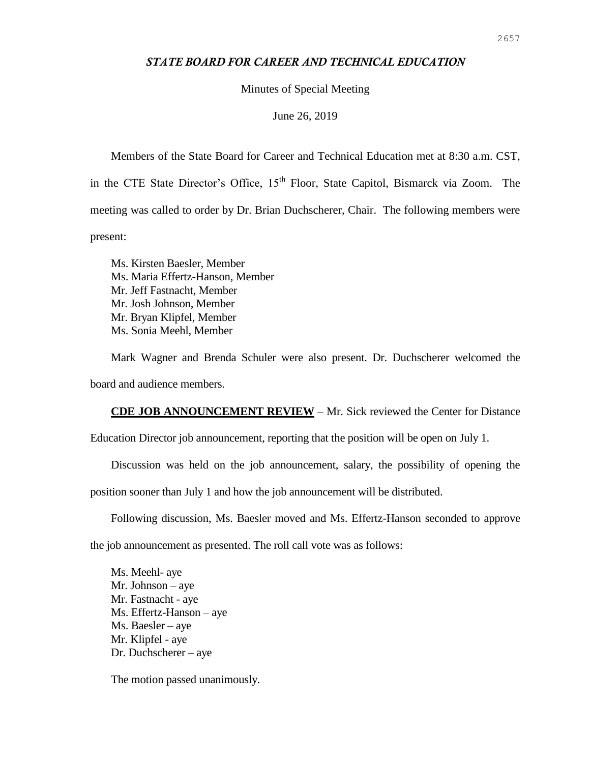# *STATE BOARD FOR CAREER AND TECHNICAL EDUCATION*

Minutes of Special Meeting

June 26, 2019

Members of the State Board for Career and Technical Education met at 8:30 a.m. CST, in the CTE State Director's Office, 15th Floor, State Capitol, Bismarck via Zoom. The meeting was called to order by Dr. Brian Duchscherer, Chair. The following members were present:

Ms. Kirsten Baesler, Member
Ms. Maria Effertz-Hanson, Member
Mr. Jeff Fastnacht, Member
Mr. Josh Johnson, Member
Mr. Bryan Klipfel, Member
Ms. Sonia Meehl, Member

Mark Wagner and Brenda Schuler were also present. Dr. Duchscherer welcomed the board and audience members.

**CDE JOB ANNOUNCEMENT REVIEW** – Mr. Sick reviewed the Center for Distance Education Director job announcement, reporting that the position will be open on July 1.

Discussion was held on the job announcement, salary, the possibility of opening the position sooner than July 1 and how the job announcement will be distributed.

Following discussion, Ms. Baesler moved and Ms. Effertz-Hanson seconded to approve the job announcement as presented. The roll call vote was as follows:

Ms. Meehl- aye
Mr. Johnson – aye
Mr. Fastnacht - aye
Ms. Effertz-Hanson – aye
Ms. Baesler – aye
Mr. Klipfel - aye
Dr. Duchscherer – aye

The motion passed unanimously.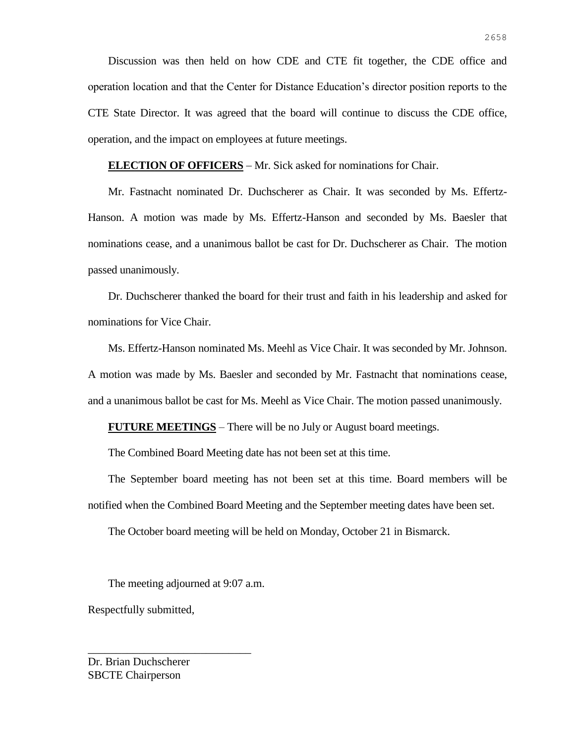Discussion was then held on how CDE and CTE fit together, the CDE office and operation location and that the Center for Distance Education's director position reports to the CTE State Director. It was agreed that the board will continue to discuss the CDE office, operation, and the impact on employees at future meetings.

**ELECTION OF OFFICERS** – Mr. Sick asked for nominations for Chair.

Mr. Fastnacht nominated Dr. Duchscherer as Chair. It was seconded by Ms. Effertz-Hanson. A motion was made by Ms. Effertz-Hanson and seconded by Ms. Baesler that nominations cease, and a unanimous ballot be cast for Dr. Duchscherer as Chair. The motion passed unanimously.

Dr. Duchscherer thanked the board for their trust and faith in his leadership and asked for nominations for Vice Chair.

Ms. Effertz-Hanson nominated Ms. Meehl as Vice Chair. It was seconded by Mr. Johnson. A motion was made by Ms. Baesler and seconded by Mr. Fastnacht that nominations cease, and a unanimous ballot be cast for Ms. Meehl as Vice Chair. The motion passed unanimously.

**FUTURE MEETINGS** – There will be no July or August board meetings.

The Combined Board Meeting date has not been set at this time.

The September board meeting has not been set at this time. Board members will be notified when the Combined Board Meeting and the September meeting dates have been set.

The October board meeting will be held on Monday, October 21 in Bismarck.

The meeting adjourned at 9:07 a.m.

Respectfully submitted,

_____________________________

Dr. Brian Duchscherer
SBCTE Chairperson